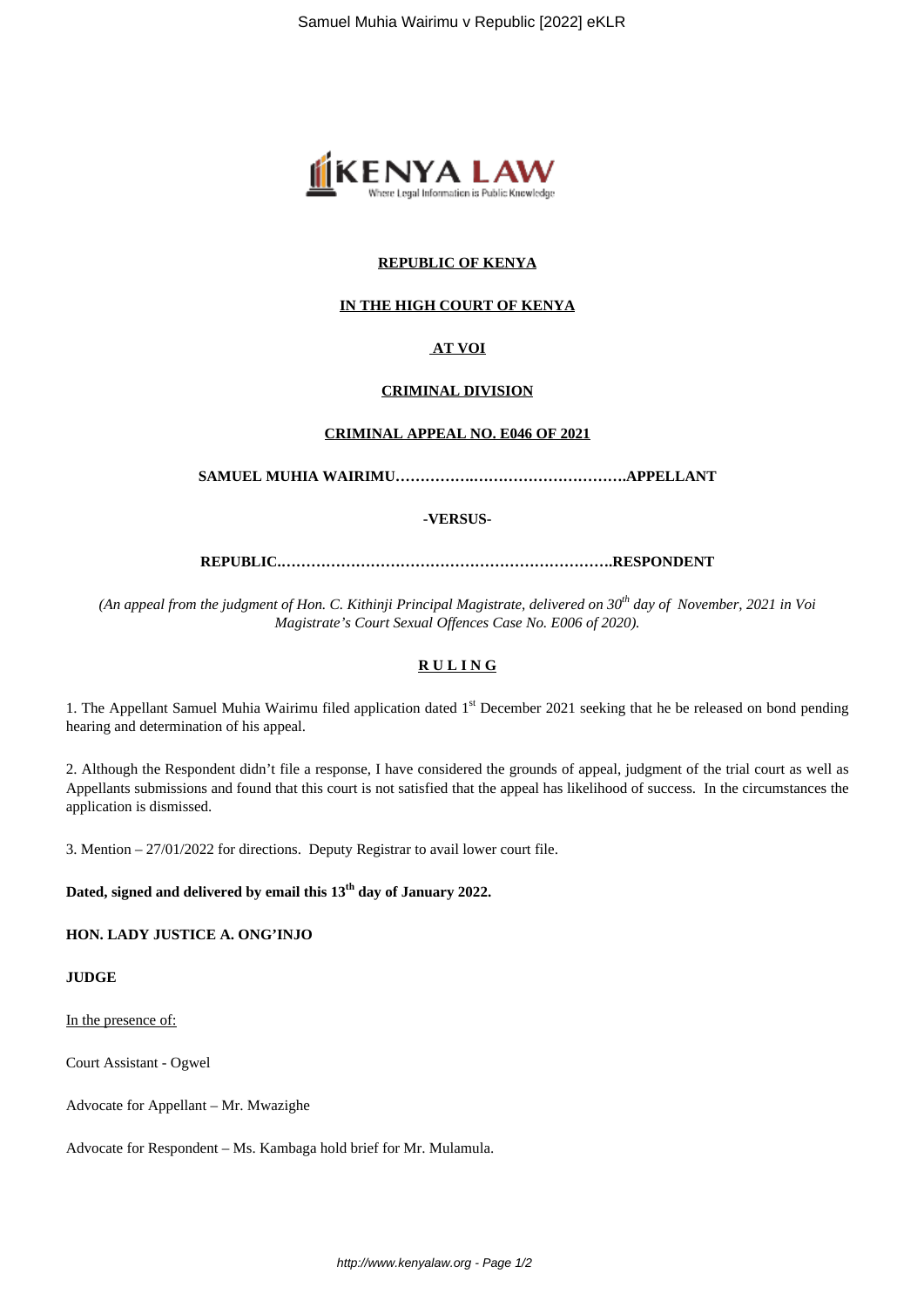**REPUBLIC OF KENYA**

**IN THE HIGH COURT OF KENYA**

**AT VOI**

**CRIMINAL DIVISION**

**CRIMINAL APPEAL NO. E046 OF 2021**

**SAMUEL MUHIA WAIRIMU……………..…………………………APPELLANT**

**-VERSUS-**

**REPUBLIC.………………………………………………………….RESPONDENT**

*(An appeal from the judgment of Hon. C. Kithinji Principal Magistrate, delivered on 30th day of November, 2021 in Voi Magistrate's Court Sexual Offences Case No. E006 of 2020).*

**R U L I N G**

1. The Appellant Samuel Muhia Wairimu filed application dated 1st December 2021 seeking that he be released on bond pending hearing and determination of his appeal.

2. Although the Respondent didn't file a response, I have considered the grounds of appeal, judgment of the trial court as well as Appellants submissions and found that this court is not satisfied that the appeal has likelihood of success. In the circumstances the application is dismissed.

3. Mention – 27/01/2022 for directions. Deputy Registrar to avail lower court file.

**Dated, signed and delivered by email this 13th day of January 2022.**

**HON. LADY JUSTICE A. ONG'INJO**

**JUDGE**

In the presence of:

Court Assistant - Ogwel

Advocate for Appellant – Mr. Mwazighe

Advocate for Respondent – Ms. Kambaga hold brief for Mr. Mulamula.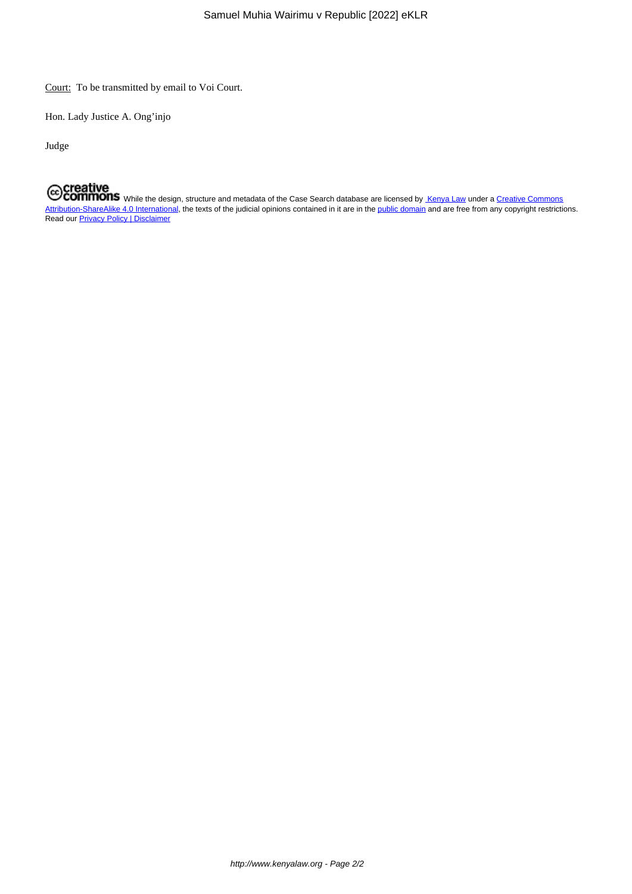Court: To be transmitted by email to Voi Court.

Hon. Lady Justice A. Ong'injo

Judge

While the design, structure and metadata of the Case Search database are licensed by Kenya Law under a Creative Commons Attribution-ShareAlike 4.0 International, the texts of the judicial opinions contained in it are in the public domain and are free from any copyright restrictions. Read our Privacy Policy | Disclaimer